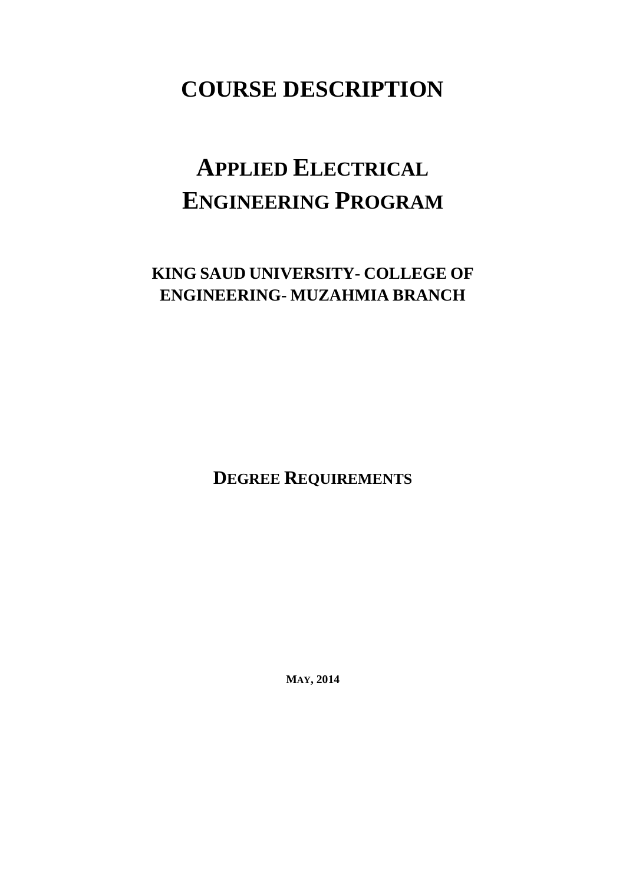# COURSE DESCRIPTION

# APPLIED ELECTRICAL ENGINEERING PROGRAM

## KING SAUD UNIVERSITY- COLLEGE OF ENGINEERING- MUZAHMIA BRANCH

## DEGREE REQUIREMENTS

**MAY, 2014**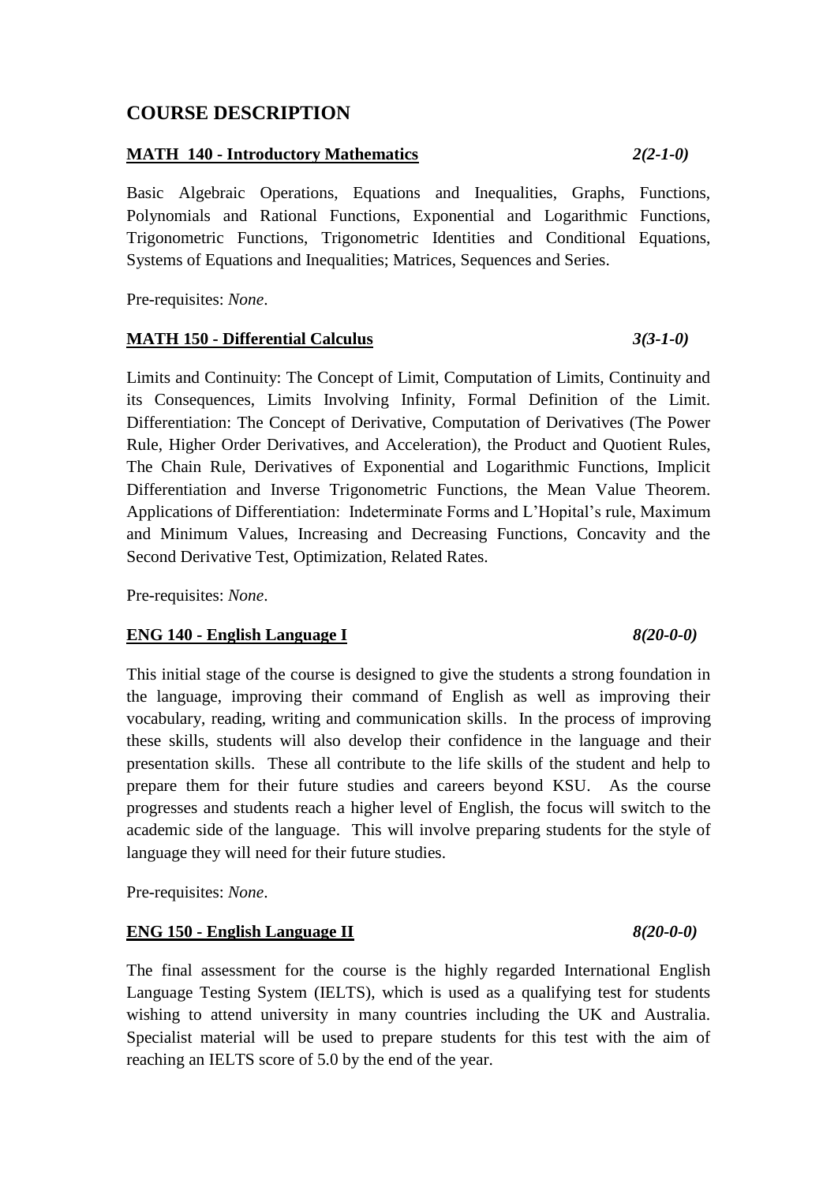## COURSE DESCRIPTION

**MATH 140 - Introductory Mathematics** *2(2-1-0)*

Basic Algebraic Operations, Equations and Inequalities, Graphs, Functions, Polynomials and Rational Functions, Exponential and Logarithmic Functions, Trigonometric Functions, Trigonometric Identities and Conditional Equations, Systems of Equations and Inequalities; Matrices, Sequences and Series.

Pre-requisites: *None*.

**MATH 150 - Differential Calculus** *3(3-1-0)*

Limits and Continuity: The Concept of Limit, Computation of Limits, Continuity and its Consequences, Limits Involving Infinity, Formal Definition of the Limit. Differentiation: The Concept of Derivative, Computation of Derivatives (The Power Rule, Higher Order Derivatives, and Acceleration), the Product and Quotient Rules, The Chain Rule, Derivatives of Exponential and Logarithmic Functions, Implicit Differentiation and Inverse Trigonometric Functions, the Mean Value Theorem. Applications of Differentiation: Indeterminate Forms and L'Hopital's rule, Maximum and Minimum Values, Increasing and Decreasing Functions, Concavity and the Second Derivative Test, Optimization, Related Rates.

Pre-requisites: *None*.

**ENG 140 - English Language I** *8(20-0-0)*

This initial stage of the course is designed to give the students a strong foundation in the language, improving their command of English as well as improving their vocabulary, reading, writing and communication skills. In the process of improving these skills, students will also develop their confidence in the language and their presentation skills. These all contribute to the life skills of the student and help to prepare them for their future studies and careers beyond KSU. As the course progresses and students reach a higher level of English, the focus will switch to the academic side of the language. This will involve preparing students for the style of language they will need for their future studies.

Pre-requisites: *None*.

**ENG 150 - English Language II** *8(20-0-0)*

The final assessment for the course is the highly regarded International English Language Testing System (IELTS), which is used as a qualifying test for students wishing to attend university in many countries including the UK and Australia. Specialist material will be used to prepare students for this test with the aim of reaching an IELTS score of 5.0 by the end of the year.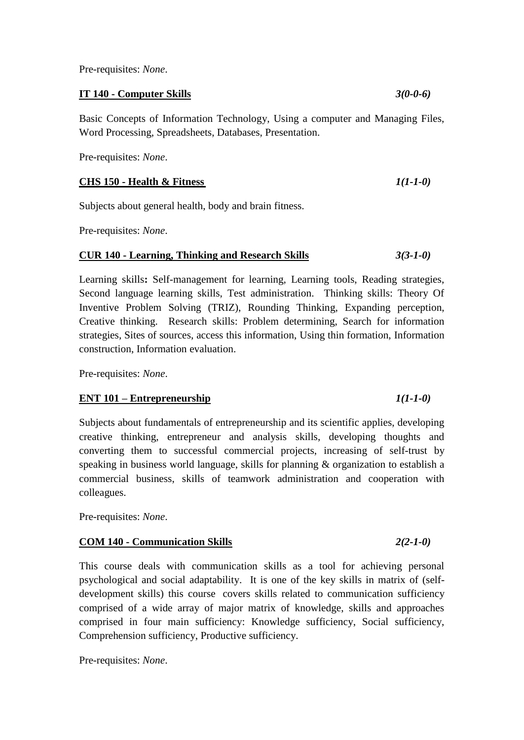Pre-requisites: *None*.

**IT 140 - Computer Skills** *3(0-0-6)*

Basic Concepts of Information Technology, Using a computer and Managing Files, Word Processing, Spreadsheets, Databases, Presentation.

Pre-requisites: *None*.

**CHS 150 - Health & Fitness** *1(1-1-0)*

Subjects about general health, body and brain fitness.

Pre-requisites: *None*.

**CUR 140 - Learning, Thinking and Research Skills** *3(3-1-0)*

Learning skills**:** Self-management for learning, Learning tools, Reading strategies, Second language learning skills, Test administration. Thinking skills: Theory Of Inventive Problem Solving (TRIZ), Rounding Thinking, Expanding perception, Creative thinking. Research skills: Problem determining, Search for information strategies, Sites of sources, access this information, Using thin formation, Information construction, Information evaluation.

Pre-requisites: *None*.

**ENT 101 – Entrepreneurship** *1(1-1-0)*

Subjects about fundamentals of entrepreneurship and its scientific applies, developing creative thinking, entrepreneur and analysis skills, developing thoughts and converting them to successful commercial projects, increasing of self-trust by speaking in business world language, skills for planning & organization to establish a commercial business, skills of teamwork administration and cooperation with colleagues.

Pre-requisites: *None*.

**COM 140 - Communication Skills** *2(2-1-0)*

This course deals with communication skills as a tool for achieving personal psychological and social adaptability. It is one of the key skills in matrix of (self-development skills) this course covers skills related to communication sufficiency comprised of a wide array of major matrix of knowledge, skills and approaches comprised in four main sufficiency: Knowledge sufficiency, Social sufficiency, Comprehension sufficiency, Productive sufficiency.

Pre-requisites: *None*.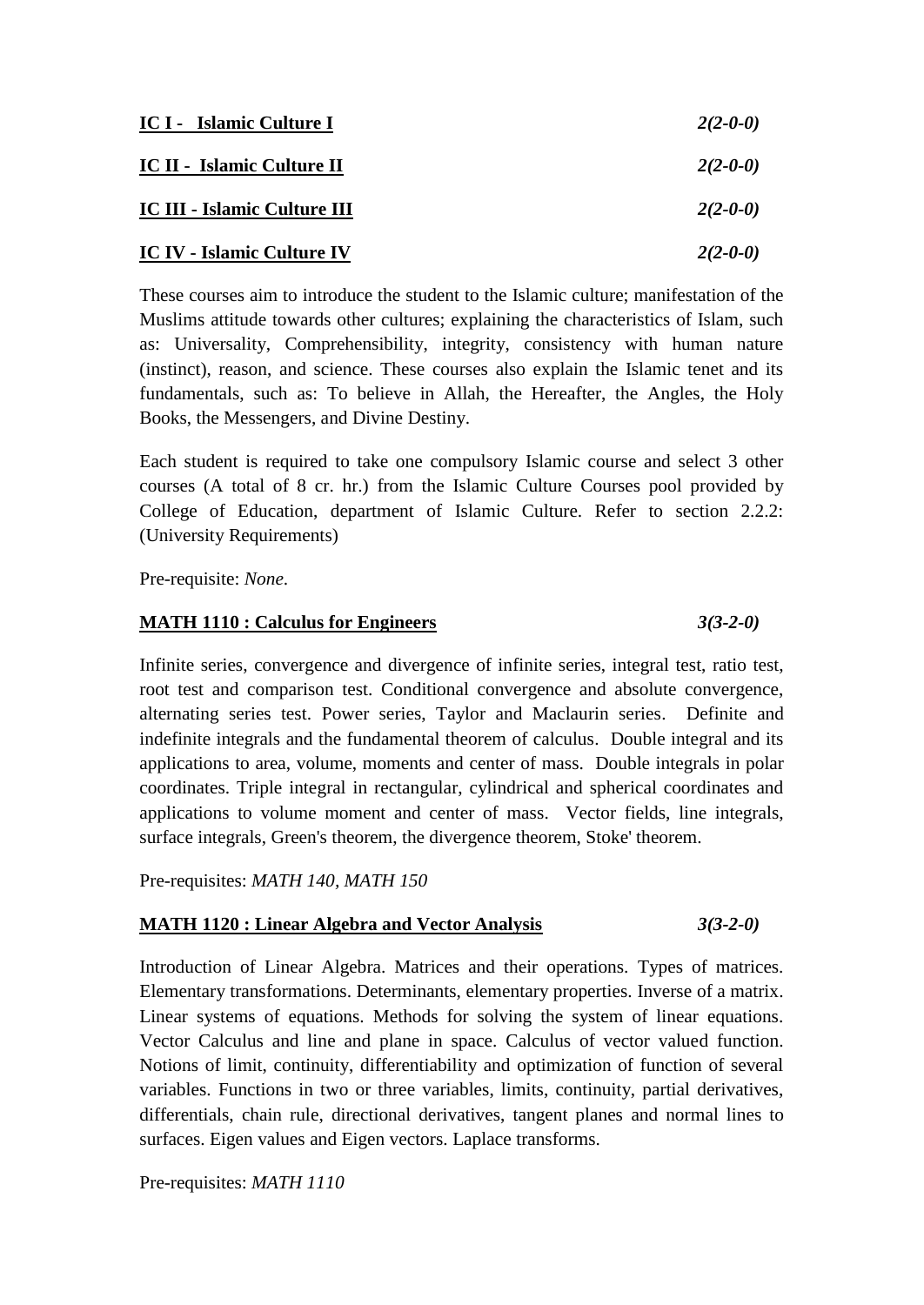**IC I - Islamic Culture I** *2(2-0-0)*

**IC II - Islamic Culture II** *2(2-0-0)*

**IC III - Islamic Culture III** *2(2-0-0)*

**IC IV - Islamic Culture IV** *2(2-0-0)*

These courses aim to introduce the student to the Islamic culture; manifestation of the Muslims attitude towards other cultures; explaining the characteristics of Islam, such as: Universality, Comprehensibility, integrity, consistency with human nature (instinct), reason, and science. These courses also explain the Islamic tenet and its fundamentals, such as: To believe in Allah, the Hereafter, the Angles, the Holy Books, the Messengers, and Divine Destiny.

Each student is required to take one compulsory Islamic course and select 3 other courses (A total of 8 cr. hr.) from the Islamic Culture Courses pool provided by College of Education, department of Islamic Culture. Refer to section 2.2.2: (University Requirements)

Pre-requisite: *None.*

**MATH 1110 : Calculus for Engineers** *3(3-2-0)*

Infinite series, convergence and divergence of infinite series, integral test, ratio test, root test and comparison test. Conditional convergence and absolute convergence, alternating series test. Power series, Taylor and Maclaurin series. Definite and indefinite integrals and the fundamental theorem of calculus. Double integral and its applications to area, volume, moments and center of mass. Double integrals in polar coordinates. Triple integral in rectangular, cylindrical and spherical coordinates and applications to volume moment and center of mass. Vector fields, line integrals, surface integrals, Green's theorem, the divergence theorem, Stoke' theorem.

Pre-requisites: *MATH 140, MATH 150*

**MATH 1120 : Linear Algebra and Vector Analysis** *3(3-2-0)*

Introduction of Linear Algebra. Matrices and their operations. Types of matrices. Elementary transformations. Determinants, elementary properties. Inverse of a matrix. Linear systems of equations. Methods for solving the system of linear equations. Vector Calculus and line and plane in space. Calculus of vector valued function. Notions of limit, continuity, differentiability and optimization of function of several variables. Functions in two or three variables, limits, continuity, partial derivatives, differentials, chain rule, directional derivatives, tangent planes and normal lines to surfaces. Eigen values and Eigen vectors. Laplace transforms.

Pre-requisites: *MATH 1110*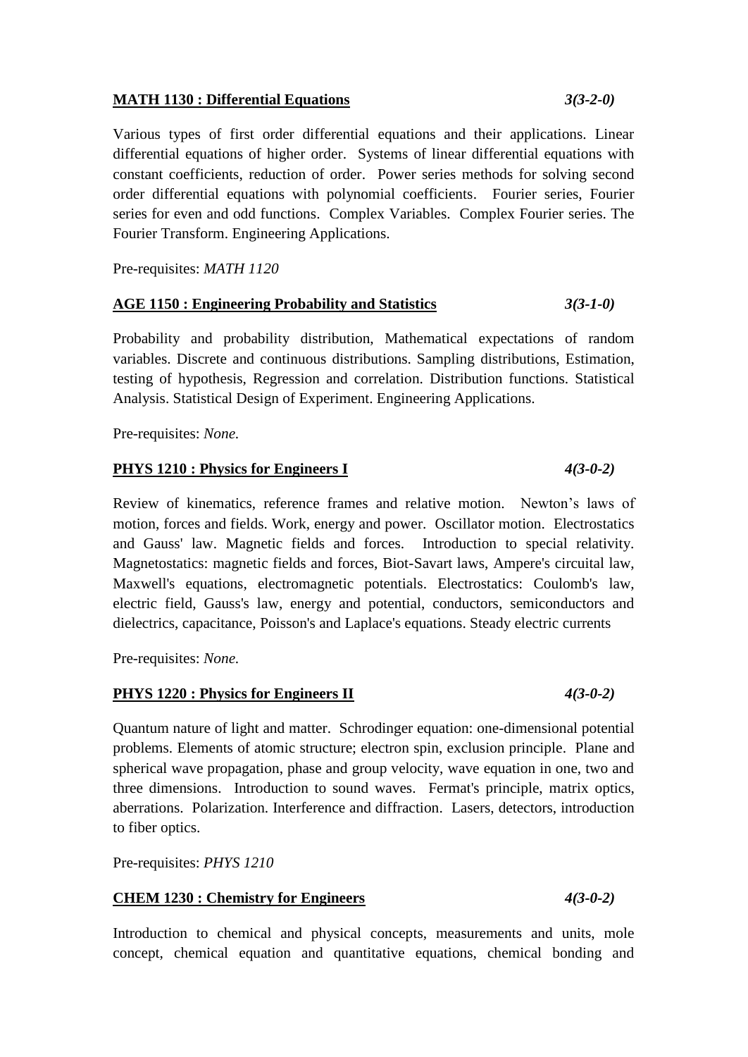**MATH 1130 : Differential Equations** *3(3-2-0)*

Various types of first order differential equations and their applications. Linear differential equations of higher order. Systems of linear differential equations with constant coefficients, reduction of order. Power series methods for solving second order differential equations with polynomial coefficients. Fourier series, Fourier series for even and odd functions. Complex Variables. Complex Fourier series. The Fourier Transform. Engineering Applications.

Pre-requisites: *MATH 1120*

**AGE 1150 : Engineering Probability and Statistics** *3(3-1-0)*

Probability and probability distribution, Mathematical expectations of random variables. Discrete and continuous distributions. Sampling distributions, Estimation, testing of hypothesis, Regression and correlation. Distribution functions. Statistical Analysis. Statistical Design of Experiment. Engineering Applications.

Pre-requisites: *None.*

**PHYS 1210 : Physics for Engineers I** *4(3-0-2)*

Review of kinematics, reference frames and relative motion. Newton's laws of motion, forces and fields. Work, energy and power. Oscillator motion. Electrostatics and Gauss' law. Magnetic fields and forces. Introduction to special relativity. Magnetostatics: magnetic fields and forces, Biot-Savart laws, Ampere's circuital law, Maxwell's equations, electromagnetic potentials. Electrostatics: Coulomb's law, electric field, Gauss's law, energy and potential, conductors, semiconductors and dielectrics, capacitance, Poisson's and Laplace's equations. Steady electric currents

Pre-requisites: *None.*

**PHYS 1220 : Physics for Engineers II** *4(3-0-2)*

Quantum nature of light and matter. Schrodinger equation: one-dimensional potential problems. Elements of atomic structure; electron spin, exclusion principle. Plane and spherical wave propagation, phase and group velocity, wave equation in one, two and three dimensions. Introduction to sound waves. Fermat's principle, matrix optics, aberrations. Polarization. Interference and diffraction. Lasers, detectors, introduction to fiber optics.

Pre-requisites: *PHYS 1210*

**CHEM 1230 : Chemistry for Engineers** *4(3-0-2)*

Introduction to chemical and physical concepts, measurements and units, mole concept, chemical equation and quantitative equations, chemical bonding and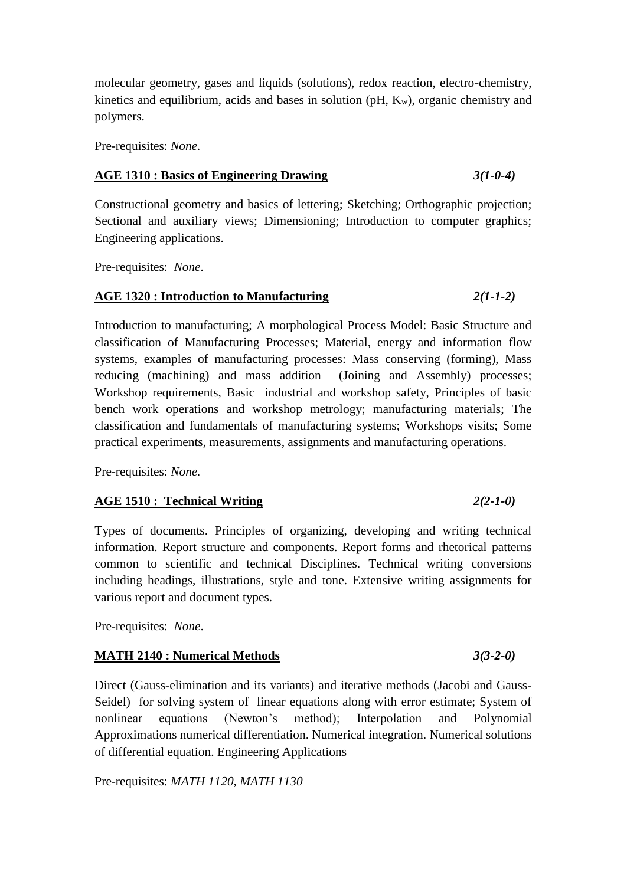molecular geometry, gases and liquids (solutions), redox reaction, electro-chemistry, kinetics and equilibrium, acids and bases in solution (pH, $K_w$), organic chemistry and polymers.

Pre-requisites: *None.*

**AGE 1310 : Basics of Engineering Drawing** *3(1-0-4)*

Constructional geometry and basics of lettering; Sketching; Orthographic projection; Sectional and auxiliary views; Dimensioning; Introduction to computer graphics; Engineering applications.

Pre-requisites: *None*.

**AGE 1320 : Introduction to Manufacturing** *2(1-1-2)*

Introduction to manufacturing; A morphological Process Model: Basic Structure and classification of Manufacturing Processes; Material, energy and information flow systems, examples of manufacturing processes: Mass conserving (forming), Mass reducing (machining) and mass addition (Joining and Assembly) processes; Workshop requirements, Basic industrial and workshop safety, Principles of basic bench work operations and workshop metrology; manufacturing materials; The classification and fundamentals of manufacturing systems; Workshops visits; Some practical experiments, measurements, assignments and manufacturing operations.

Pre-requisites: *None.*

**AGE 1510 : Technical Writing** *2(2-1-0)*

Types of documents. Principles of organizing, developing and writing technical information. Report structure and components. Report forms and rhetorical patterns common to scientific and technical Disciplines. Technical writing conversions including headings, illustrations, style and tone. Extensive writing assignments for various report and document types.

Pre-requisites: *None*.

**MATH 2140 : Numerical Methods** *3(3-2-0)*

Direct (Gauss-elimination and its variants) and iterative methods (Jacobi and Gauss-Seidel) for solving system of linear equations along with error estimate; System of nonlinear equations (Newton's method); Interpolation and Polynomial Approximations numerical differentiation. Numerical integration. Numerical solutions of differential equation. Engineering Applications

Pre-requisites: *MATH 1120, MATH 1130*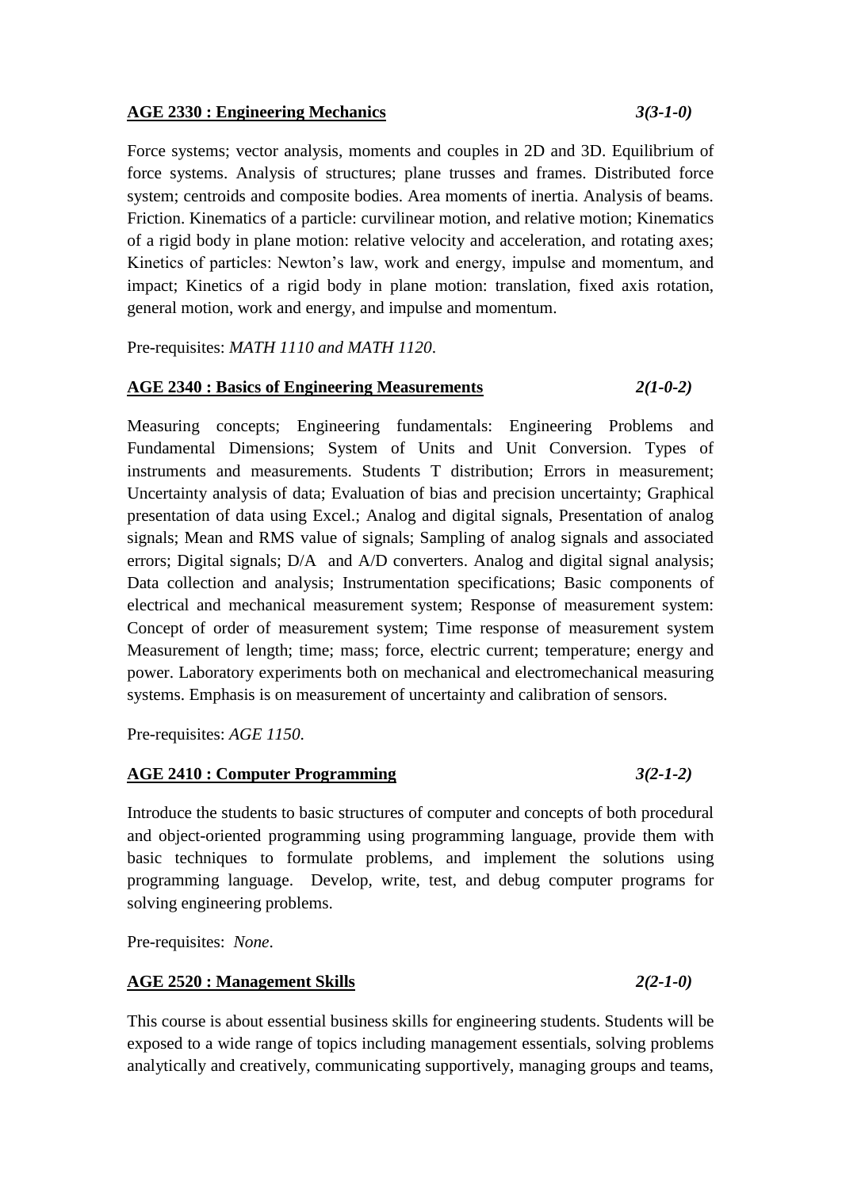**AGE 2330 : Engineering Mechanics** *3(3-1-0)*

Force systems; vector analysis, moments and couples in 2D and 3D. Equilibrium of force systems. Analysis of structures; plane trusses and frames. Distributed force system; centroids and composite bodies. Area moments of inertia. Analysis of beams. Friction. Kinematics of a particle: curvilinear motion, and relative motion; Kinematics of a rigid body in plane motion: relative velocity and acceleration, and rotating axes; Kinetics of particles: Newton's law, work and energy, impulse and momentum, and impact; Kinetics of a rigid body in plane motion: translation, fixed axis rotation, general motion, work and energy, and impulse and momentum.

Pre-requisites: *MATH 1110 and MATH 1120*.

**AGE 2340 : Basics of Engineering Measurements** *2(1-0-2)*

Measuring concepts; Engineering fundamentals: Engineering Problems and Fundamental Dimensions; System of Units and Unit Conversion. Types of instruments and measurements. Students T distribution; Errors in measurement; Uncertainty analysis of data; Evaluation of bias and precision uncertainty; Graphical presentation of data using Excel.; Analog and digital signals, Presentation of analog signals; Mean and RMS value of signals; Sampling of analog signals and associated errors; Digital signals; D/A and A/D converters. Analog and digital signal analysis; Data collection and analysis; Instrumentation specifications; Basic components of electrical and mechanical measurement system; Response of measurement system: Concept of order of measurement system; Time response of measurement system Measurement of length; time; mass; force, electric current; temperature; energy and power. Laboratory experiments both on mechanical and electromechanical measuring systems. Emphasis is on measurement of uncertainty and calibration of sensors.

Pre-requisites: *AGE 1150*.

**AGE 2410 : Computer Programming** *3(2-1-2)*

Introduce the students to basic structures of computer and concepts of both procedural and object-oriented programming using programming language, provide them with basic techniques to formulate problems, and implement the solutions using programming language. Develop, write, test, and debug computer programs for solving engineering problems.

Pre-requisites: *None*.

**AGE 2520 : Management Skills** *2(2-1-0)*

This course is about essential business skills for engineering students. Students will be exposed to a wide range of topics including management essentials, solving problems analytically and creatively, communicating supportively, managing groups and teams,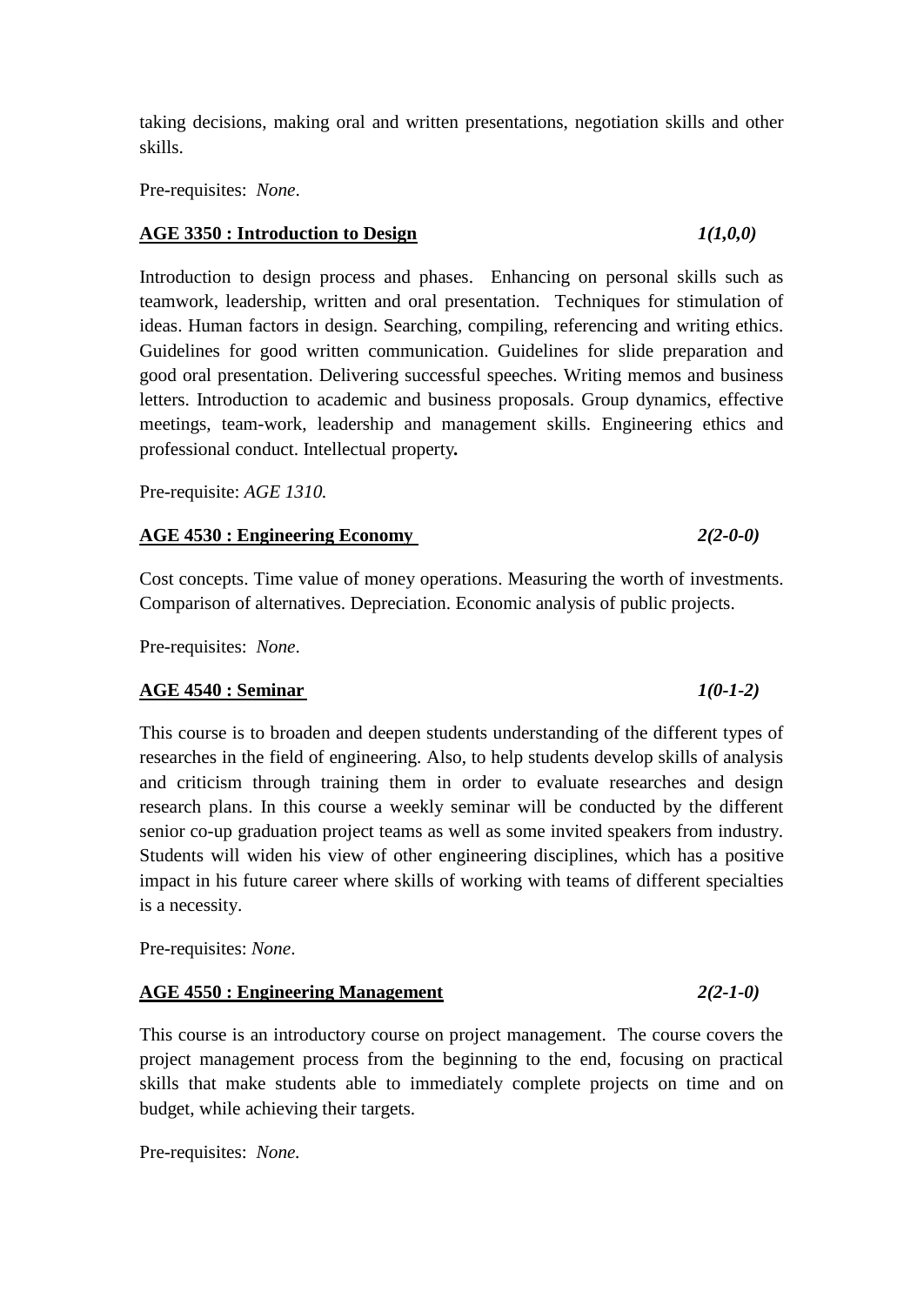taking decisions, making oral and written presentations, negotiation skills and other skills.

Pre-requisites: *None*.

**AGE 3350 : Introduction to Design** ***1(1,0,0)***

Introduction to design process and phases. Enhancing on personal skills such as teamwork, leadership, written and oral presentation. Techniques for stimulation of ideas. Human factors in design. Searching, compiling, referencing and writing ethics. Guidelines for good written communication. Guidelines for slide preparation and good oral presentation. Delivering successful speeches. Writing memos and business letters. Introduction to academic and business proposals. Group dynamics, effective meetings, team-work, leadership and management skills. Engineering ethics and professional conduct. Intellectual property**.**

Pre-requisite: *AGE 1310.*

**AGE 4530 : Engineering Economy** ***2(2-0-0)***

Cost concepts. Time value of money operations. Measuring the worth of investments. Comparison of alternatives. Depreciation. Economic analysis of public projects.

Pre-requisites: *None*.

**AGE 4540 : Seminar** ***1(0-1-2)***

This course is to broaden and deepen students understanding of the different types of researches in the field of engineering. Also, to help students develop skills of analysis and criticism through training them in order to evaluate researches and design research plans. In this course a weekly seminar will be conducted by the different senior co-up graduation project teams as well as some invited speakers from industry. Students will widen his view of other engineering disciplines, which has a positive impact in his future career where skills of working with teams of different specialties is a necessity.

Pre-requisites: *None*.

**AGE 4550 : Engineering Management** ***2(2-1-0)***

This course is an introductory course on project management. The course covers the project management process from the beginning to the end, focusing on practical skills that make students able to immediately complete projects on time and on budget, while achieving their targets.

Pre-requisites: *None.*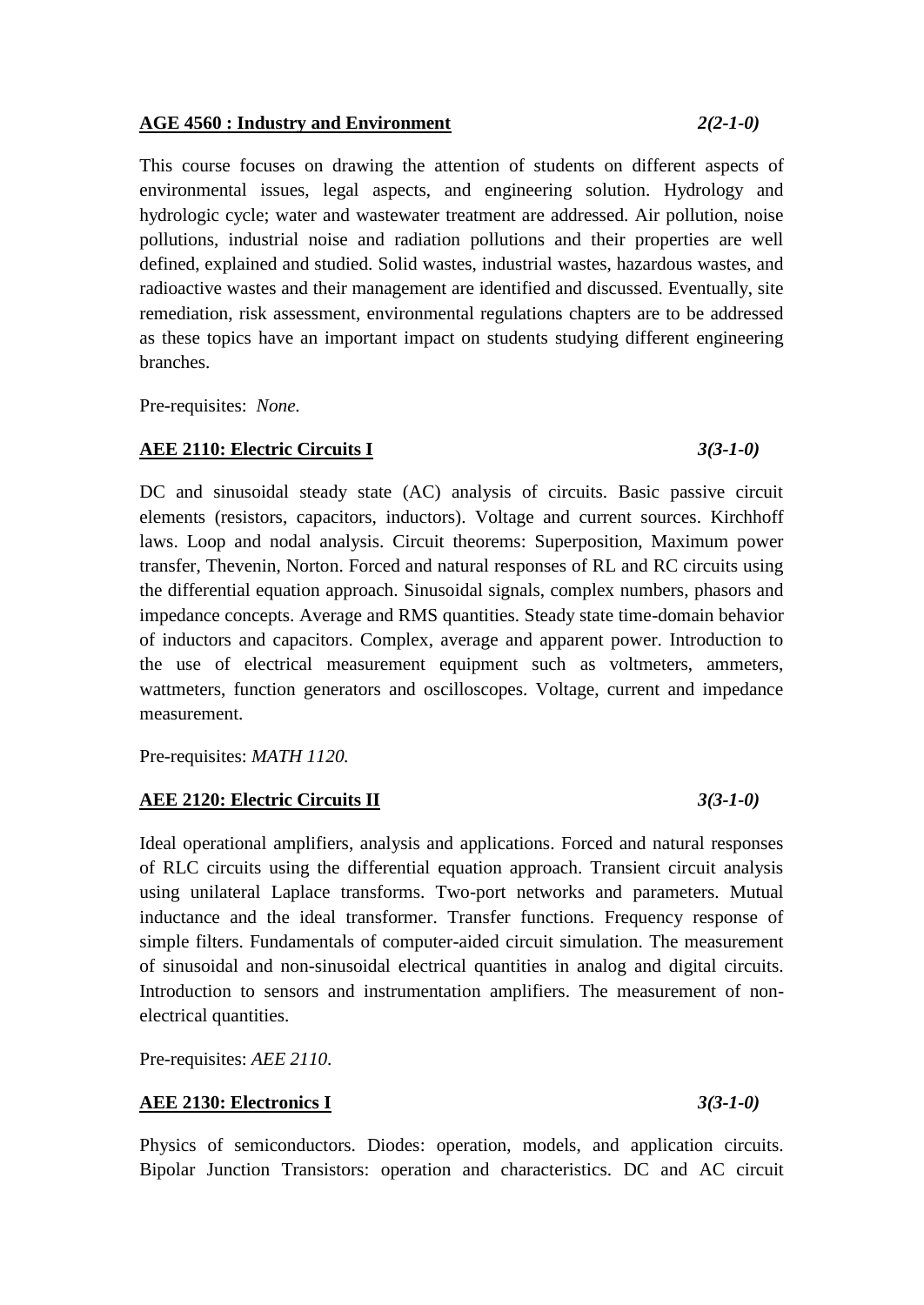**AGE 4560 : Industry and Environment** *2(2-1-0)*

This course focuses on drawing the attention of students on different aspects of environmental issues, legal aspects, and engineering solution. Hydrology and hydrologic cycle; water and wastewater treatment are addressed. Air pollution, noise pollutions, industrial noise and radiation pollutions and their properties are well defined, explained and studied. Solid wastes, industrial wastes, hazardous wastes, and radioactive wastes and their management are identified and discussed. Eventually, site remediation, risk assessment, environmental regulations chapters are to be addressed as these topics have an important impact on students studying different engineering branches.

Pre-requisites: *None.*

**AEE 2110: Electric Circuits I** *3(3-1-0)*

DC and sinusoidal steady state (AC) analysis of circuits. Basic passive circuit elements (resistors, capacitors, inductors). Voltage and current sources. Kirchhoff laws. Loop and nodal analysis. Circuit theorems: Superposition, Maximum power transfer, Thevenin, Norton. Forced and natural responses of RL and RC circuits using the differential equation approach. Sinusoidal signals, complex numbers, phasors and impedance concepts. Average and RMS quantities. Steady state time-domain behavior of inductors and capacitors. Complex, average and apparent power. Introduction to the use of electrical measurement equipment such as voltmeters, ammeters, wattmeters, function generators and oscilloscopes. Voltage, current and impedance measurement.

Pre-requisites: *MATH 1120.*

**AEE 2120: Electric Circuits II** *3(3-1-0)*

Ideal operational amplifiers, analysis and applications. Forced and natural responses of RLC circuits using the differential equation approach. Transient circuit analysis using unilateral Laplace transforms. Two-port networks and parameters. Mutual inductance and the ideal transformer. Transfer functions. Frequency response of simple filters. Fundamentals of computer-aided circuit simulation. The measurement of sinusoidal and non-sinusoidal electrical quantities in analog and digital circuits. Introduction to sensors and instrumentation amplifiers. The measurement of non-electrical quantities.

Pre-requisites: *AEE 2110.*

**AEE 2130: Electronics I** *3(3-1-0)*

Physics of semiconductors. Diodes: operation, models, and application circuits. Bipolar Junction Transistors: operation and characteristics. DC and AC circuit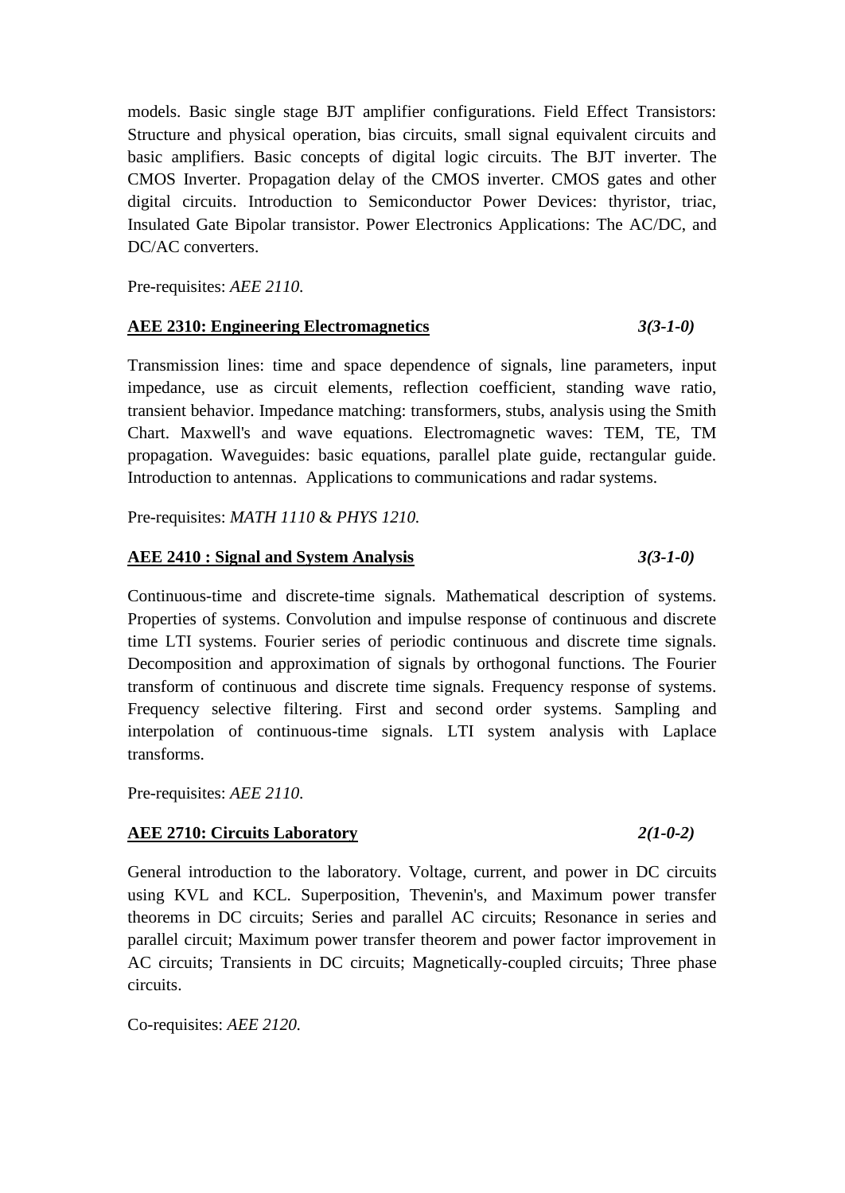models. Basic single stage BJT amplifier configurations. Field Effect Transistors: Structure and physical operation, bias circuits, small signal equivalent circuits and basic amplifiers. Basic concepts of digital logic circuits. The BJT inverter. The CMOS Inverter. Propagation delay of the CMOS inverter. CMOS gates and other digital circuits. Introduction to Semiconductor Power Devices: thyristor, triac, Insulated Gate Bipolar transistor. Power Electronics Applications: The AC/DC, and DC/AC converters.

Pre-requisites: *AEE 2110.*

**AEE 2310: Engineering Electromagnetics** *3(3-1-0)*

Transmission lines: time and space dependence of signals, line parameters, input impedance, use as circuit elements, reflection coefficient, standing wave ratio, transient behavior. Impedance matching: transformers, stubs, analysis using the Smith Chart. Maxwell's and wave equations. Electromagnetic waves: TEM, TE, TM propagation. Waveguides: basic equations, parallel plate guide, rectangular guide. Introduction to antennas. Applications to communications and radar systems.

Pre-requisites: *MATH 1110* & *PHYS 1210.*

**AEE 2410 : Signal and System Analysis** *3(3-1-0)*

Continuous-time and discrete-time signals. Mathematical description of systems. Properties of systems. Convolution and impulse response of continuous and discrete time LTI systems. Fourier series of periodic continuous and discrete time signals. Decomposition and approximation of signals by orthogonal functions. The Fourier transform of continuous and discrete time signals. Frequency response of systems. Frequency selective filtering. First and second order systems. Sampling and interpolation of continuous-time signals. LTI system analysis with Laplace transforms.

Pre-requisites: *AEE 2110.*

**AEE 2710: Circuits Laboratory** *2(1-0-2)*

General introduction to the laboratory. Voltage, current, and power in DC circuits using KVL and KCL. Superposition, Thevenin's, and Maximum power transfer theorems in DC circuits; Series and parallel AC circuits; Resonance in series and parallel circuit; Maximum power transfer theorem and power factor improvement in AC circuits; Transients in DC circuits; Magnetically-coupled circuits; Three phase circuits.

Co-requisites: *AEE 2120.*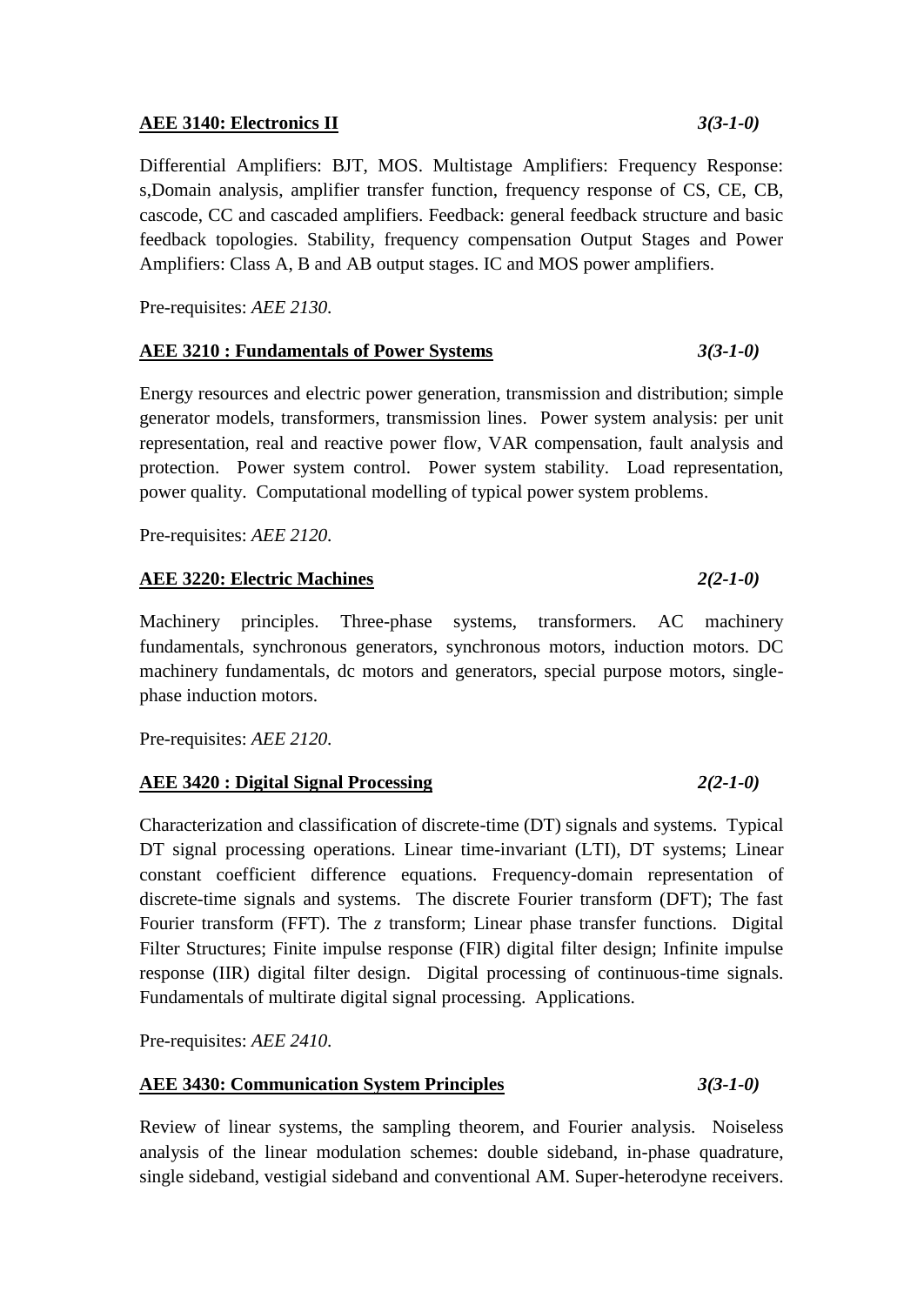**AEE 3140: Electronics II** *3(3-1-0)*

Differential Amplifiers: BJT, MOS. Multistage Amplifiers: Frequency Response: s,Domain analysis, amplifier transfer function, frequency response of CS, CE, CB, cascode, CC and cascaded amplifiers. Feedback: general feedback structure and basic feedback topologies. Stability, frequency compensation Output Stages and Power Amplifiers: Class A, B and AB output stages. IC and MOS power amplifiers.

Pre-requisites: *AEE 2130.*

**AEE 3210 : Fundamentals of Power Systems** *3(3-1-0)*

Energy resources and electric power generation, transmission and distribution; simple generator models, transformers, transmission lines. Power system analysis: per unit representation, real and reactive power flow, VAR compensation, fault analysis and protection. Power system control. Power system stability. Load representation, power quality. Computational modelling of typical power system problems.

Pre-requisites: *AEE 2120.*

**AEE 3220: Electric Machines** *2(2-1-0)*

Machinery principles. Three-phase systems, transformers. AC machinery fundamentals, synchronous generators, synchronous motors, induction motors. DC machinery fundamentals, dc motors and generators, special purpose motors, single-phase induction motors.

Pre-requisites: *AEE 2120.*

**AEE 3420 : Digital Signal Processing** *2(2-1-0)*

Characterization and classification of discrete-time (DT) signals and systems. Typical DT signal processing operations. Linear time-invariant (LTI), DT systems; Linear constant coefficient difference equations. Frequency-domain representation of discrete-time signals and systems. The discrete Fourier transform (DFT); The fast Fourier transform (FFT). The *z* transform; Linear phase transfer functions. Digital Filter Structures; Finite impulse response (FIR) digital filter design; Infinite impulse response (IIR) digital filter design. Digital processing of continuous-time signals. Fundamentals of multirate digital signal processing. Applications.

Pre-requisites: *AEE 2410.*

**AEE 3430: Communication System Principles** *3(3-1-0)*

Review of linear systems, the sampling theorem, and Fourier analysis. Noiseless analysis of the linear modulation schemes: double sideband, in-phase quadrature, single sideband, vestigial sideband and conventional AM. Super-heterodyne receivers.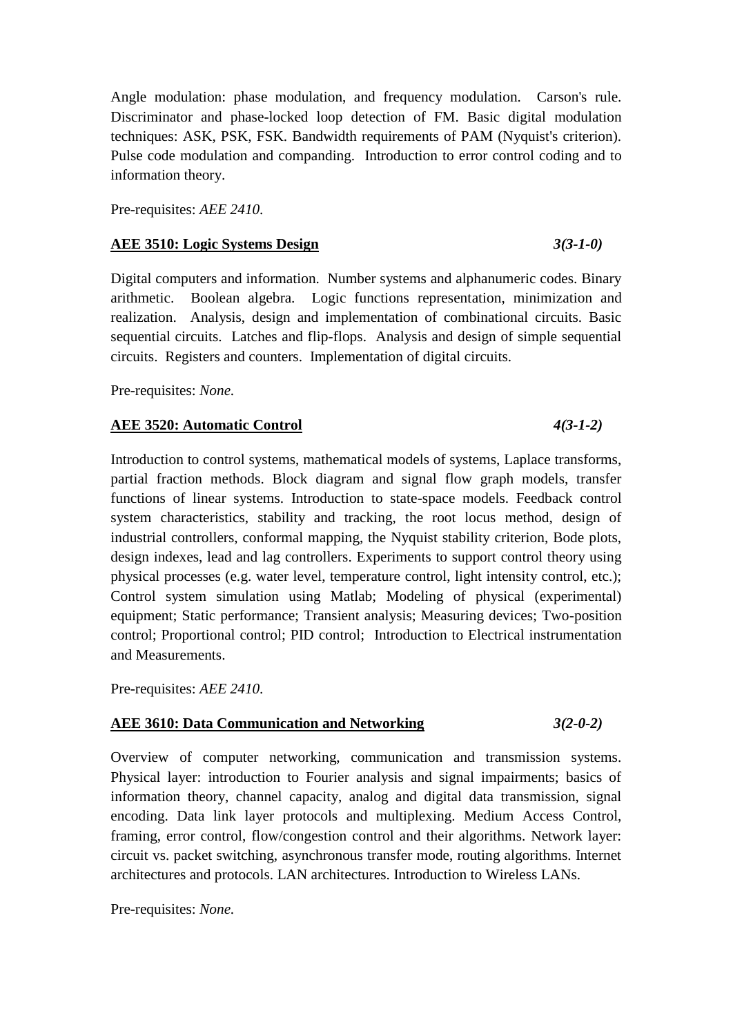Angle modulation: phase modulation, and frequency modulation. Carson's rule. Discriminator and phase-locked loop detection of FM. Basic digital modulation techniques: ASK, PSK, FSK. Bandwidth requirements of PAM (Nyquist's criterion). Pulse code modulation and companding. Introduction to error control coding and to information theory.

Pre-requisites: *AEE 2410.*

**AEE 3510: Logic Systems Design** ***3(3-1-0)***

Digital computers and information. Number systems and alphanumeric codes. Binary arithmetic. Boolean algebra. Logic functions representation, minimization and realization. Analysis, design and implementation of combinational circuits. Basic sequential circuits. Latches and flip-flops. Analysis and design of simple sequential circuits. Registers and counters. Implementation of digital circuits.

Pre-requisites: *None.*

**AEE 3520: Automatic Control** ***4(3-1-2)***

Introduction to control systems, mathematical models of systems, Laplace transforms, partial fraction methods. Block diagram and signal flow graph models, transfer functions of linear systems. Introduction to state-space models. Feedback control system characteristics, stability and tracking, the root locus method, design of industrial controllers, conformal mapping, the Nyquist stability criterion, Bode plots, design indexes, lead and lag controllers. Experiments to support control theory using physical processes (e.g. water level, temperature control, light intensity control, etc.); Control system simulation using Matlab; Modeling of physical (experimental) equipment; Static performance; Transient analysis; Measuring devices; Two-position control; Proportional control; PID control; Introduction to Electrical instrumentation and Measurements.

Pre-requisites: *AEE 2410.*

**AEE 3610: Data Communication and Networking** ***3(2-0-2)***

Overview of computer networking, communication and transmission systems. Physical layer: introduction to Fourier analysis and signal impairments; basics of information theory, channel capacity, analog and digital data transmission, signal encoding. Data link layer protocols and multiplexing. Medium Access Control, framing, error control, flow/congestion control and their algorithms. Network layer: circuit vs. packet switching, asynchronous transfer mode, routing algorithms. Internet architectures and protocols. LAN architectures. Introduction to Wireless LANs.

Pre-requisites: *None.*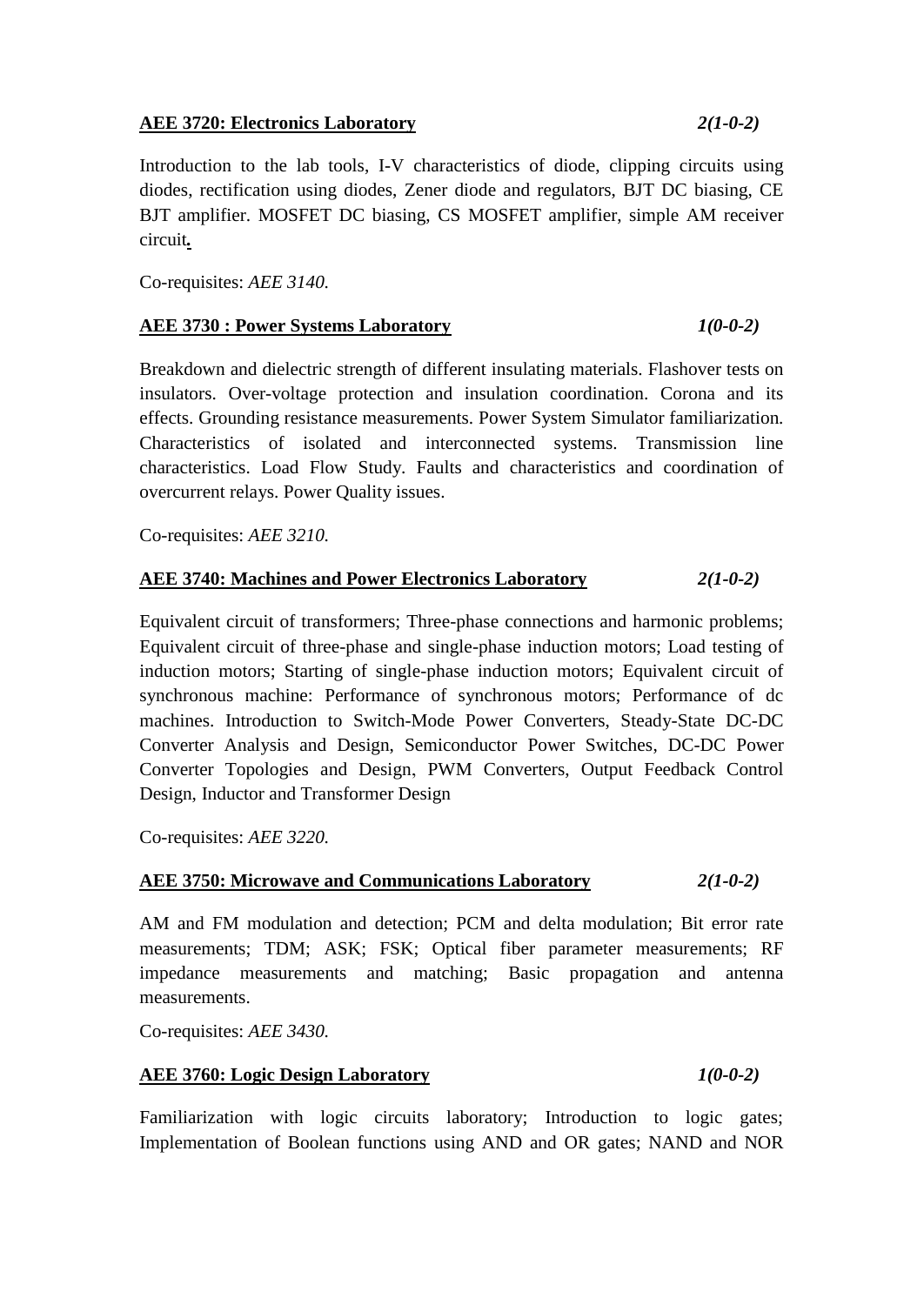**AEE 3720: Electronics Laboratory** *2(1-0-2)*

Introduction to the lab tools, I-V characteristics of diode, clipping circuits using diodes, rectification using diodes, Zener diode and regulators, BJT DC biasing, CE BJT amplifier. MOSFET DC biasing, CS MOSFET amplifier, simple AM receiver circuit.

Co-requisites: *AEE 3140.*

**AEE 3730 : Power Systems Laboratory** *1(0-0-2)*

Breakdown and dielectric strength of different insulating materials. Flashover tests on insulators. Over-voltage protection and insulation coordination. Corona and its effects. Grounding resistance measurements. Power System Simulator familiarization. Characteristics of isolated and interconnected systems. Transmission line characteristics. Load Flow Study. Faults and characteristics and coordination of overcurrent relays. Power Quality issues.

Co-requisites: *AEE 3210.*

**AEE 3740: Machines and Power Electronics Laboratory** *2(1-0-2)*

Equivalent circuit of transformers; Three-phase connections and harmonic problems; Equivalent circuit of three-phase and single-phase induction motors; Load testing of induction motors; Starting of single-phase induction motors; Equivalent circuit of synchronous machine: Performance of synchronous motors; Performance of dc machines. Introduction to Switch-Mode Power Converters, Steady-State DC-DC Converter Analysis and Design, Semiconductor Power Switches, DC-DC Power Converter Topologies and Design, PWM Converters, Output Feedback Control Design, Inductor and Transformer Design

Co-requisites: *AEE 3220.*

**AEE 3750: Microwave and Communications Laboratory** *2(1-0-2)*

AM and FM modulation and detection; PCM and delta modulation; Bit error rate measurements; TDM; ASK; FSK; Optical fiber parameter measurements; RF impedance measurements and matching; Basic propagation and antenna measurements.

Co-requisites: *AEE 3430.*

**AEE 3760: Logic Design Laboratory** *1(0-0-2)*

Familiarization with logic circuits laboratory; Introduction to logic gates; Implementation of Boolean functions using AND and OR gates; NAND and NOR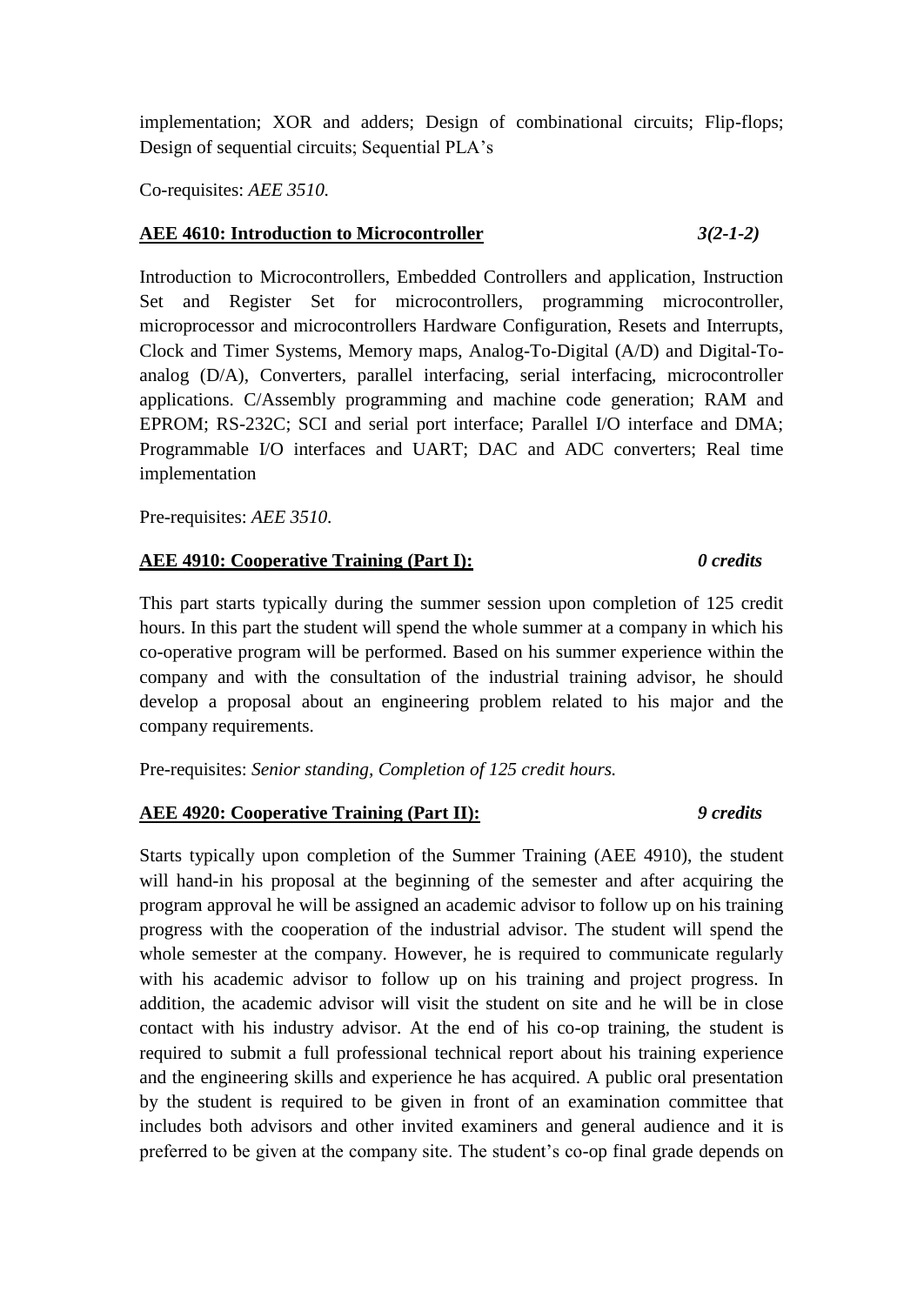implementation; XOR and adders; Design of combinational circuits; Flip-flops; Design of sequential circuits; Sequential PLA's

Co-requisites: *AEE 3510.*

**AEE 4610: Introduction to Microcontroller** *3(2-1-2)*

Introduction to Microcontrollers, Embedded Controllers and application, Instruction Set and Register Set for microcontrollers, programming microcontroller, microprocessor and microcontrollers Hardware Configuration, Resets and Interrupts, Clock and Timer Systems, Memory maps, Analog-To-Digital (A/D) and Digital-To-analog (D/A), Converters, parallel interfacing, serial interfacing, microcontroller applications. C/Assembly programming and machine code generation; RAM and EPROM; RS-232C; SCI and serial port interface; Parallel I/O interface and DMA; Programmable I/O interfaces and UART; DAC and ADC converters; Real time implementation

Pre-requisites: *AEE 3510.*

**AEE 4910: Cooperative Training (Part I):** *0 credits*

This part starts typically during the summer session upon completion of 125 credit hours. In this part the student will spend the whole summer at a company in which his co-operative program will be performed. Based on his summer experience within the company and with the consultation of the industrial training advisor, he should develop a proposal about an engineering problem related to his major and the company requirements.

Pre-requisites: *Senior standing, Completion of 125 credit hours.*

**AEE 4920: Cooperative Training (Part II):** *9 credits*

Starts typically upon completion of the Summer Training (AEE 4910), the student will hand-in his proposal at the beginning of the semester and after acquiring the program approval he will be assigned an academic advisor to follow up on his training progress with the cooperation of the industrial advisor. The student will spend the whole semester at the company. However, he is required to communicate regularly with his academic advisor to follow up on his training and project progress. In addition, the academic advisor will visit the student on site and he will be in close contact with his industry advisor. At the end of his co-op training, the student is required to submit a full professional technical report about his training experience and the engineering skills and experience he has acquired. A public oral presentation by the student is required to be given in front of an examination committee that includes both advisors and other invited examiners and general audience and it is preferred to be given at the company site. The student's co-op final grade depends on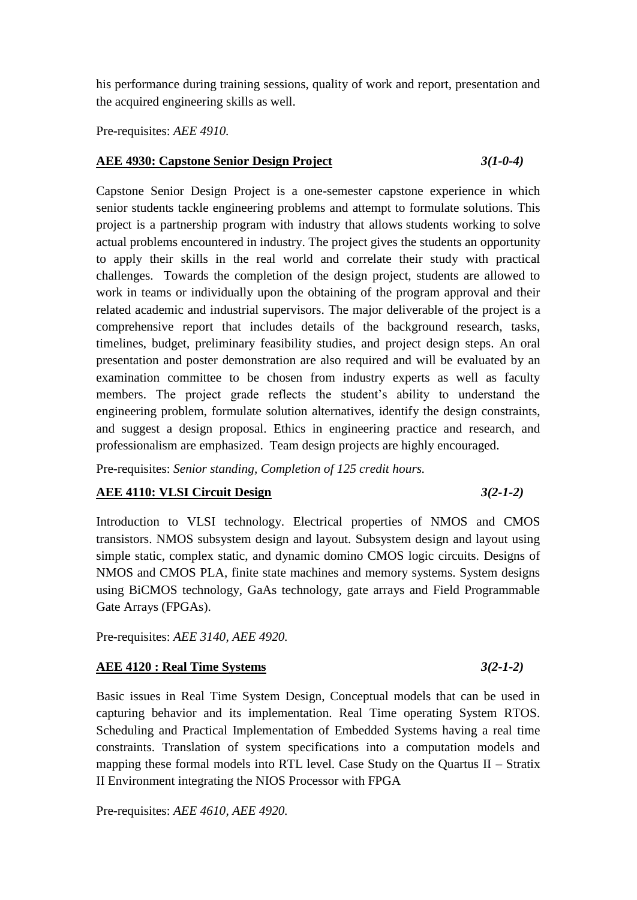his performance during training sessions, quality of work and report, presentation and the acquired engineering skills as well.

Pre-requisites: *AEE 4910.*

### **AEE 4930: Capstone Senior Design Project** *3(1-0-4)*

Capstone Senior Design Project is a one-semester capstone experience in which senior students tackle engineering problems and attempt to formulate solutions. This project is a partnership program with industry that allows students working to solve actual problems encountered in industry. The project gives the students an opportunity to apply their skills in the real world and correlate their study with practical challenges. Towards the completion of the design project, students are allowed to work in teams or individually upon the obtaining of the program approval and their related academic and industrial supervisors. The major deliverable of the project is a comprehensive report that includes details of the background research, tasks, timelines, budget, preliminary feasibility studies, and project design steps. An oral presentation and poster demonstration are also required and will be evaluated by an examination committee to be chosen from industry experts as well as faculty members. The project grade reflects the student's ability to understand the engineering problem, formulate solution alternatives, identify the design constraints, and suggest a design proposal. Ethics in engineering practice and research, and professionalism are emphasized. Team design projects are highly encouraged.

Pre-requisites: *Senior standing, Completion of 125 credit hours.*

### **AEE 4110: VLSI Circuit Design** *3(2-1-2)*

Introduction to VLSI technology. Electrical properties of NMOS and CMOS transistors. NMOS subsystem design and layout. Subsystem design and layout using simple static, complex static, and dynamic domino CMOS logic circuits. Designs of NMOS and CMOS PLA, finite state machines and memory systems. System designs using BiCMOS technology, GaAs technology, gate arrays and Field Programmable Gate Arrays (FPGAs).

Pre-requisites: *AEE 3140, AEE 4920.*

### **AEE 4120 : Real Time Systems** *3(2-1-2)*

Basic issues in Real Time System Design, Conceptual models that can be used in capturing behavior and its implementation. Real Time operating System RTOS. Scheduling and Practical Implementation of Embedded Systems having a real time constraints. Translation of system specifications into a computation models and mapping these formal models into RTL level. Case Study on the Quartus II – Stratix II Environment integrating the NIOS Processor with FPGA

Pre-requisites: *AEE 4610, AEE 4920.*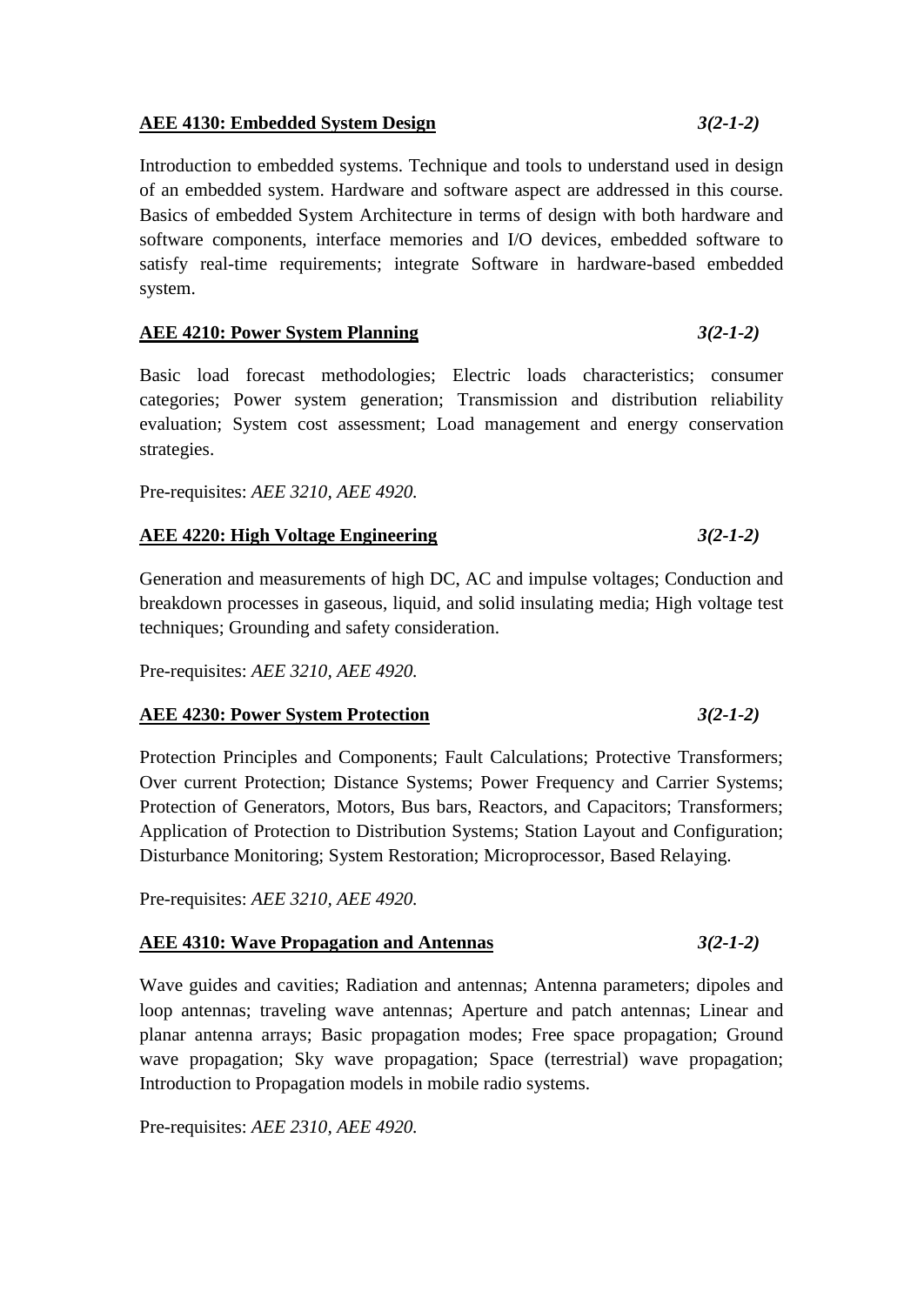**AEE 4130: Embedded System Design** *3(2-1-2)*

Introduction to embedded systems. Technique and tools to understand used in design of an embedded system. Hardware and software aspect are addressed in this course. Basics of embedded System Architecture in terms of design with both hardware and software components, interface memories and I/O devices, embedded software to satisfy real-time requirements; integrate Software in hardware-based embedded system.

**AEE 4210: Power System Planning** *3(2-1-2)*

Basic load forecast methodologies; Electric loads characteristics; consumer categories; Power system generation; Transmission and distribution reliability evaluation; System cost assessment; Load management and energy conservation strategies.

Pre-requisites: *AEE 3210, AEE 4920.*

**AEE 4220: High Voltage Engineering** *3(2-1-2)*

Generation and measurements of high DC, AC and impulse voltages; Conduction and breakdown processes in gaseous, liquid, and solid insulating media; High voltage test techniques; Grounding and safety consideration.

Pre-requisites: *AEE 3210, AEE 4920.*

**AEE 4230: Power System Protection** *3(2-1-2)*

Protection Principles and Components; Fault Calculations; Protective Transformers; Over current Protection; Distance Systems; Power Frequency and Carrier Systems; Protection of Generators, Motors, Bus bars, Reactors, and Capacitors; Transformers; Application of Protection to Distribution Systems; Station Layout and Configuration; Disturbance Monitoring; System Restoration; Microprocessor, Based Relaying.

Pre-requisites: *AEE 3210, AEE 4920.*

**AEE 4310: Wave Propagation and Antennas** *3(2-1-2)*

Wave guides and cavities; Radiation and antennas; Antenna parameters; dipoles and loop antennas; traveling wave antennas; Aperture and patch antennas; Linear and planar antenna arrays; Basic propagation modes; Free space propagation; Ground wave propagation; Sky wave propagation; Space (terrestrial) wave propagation; Introduction to Propagation models in mobile radio systems.

Pre-requisites: *AEE 2310, AEE 4920.*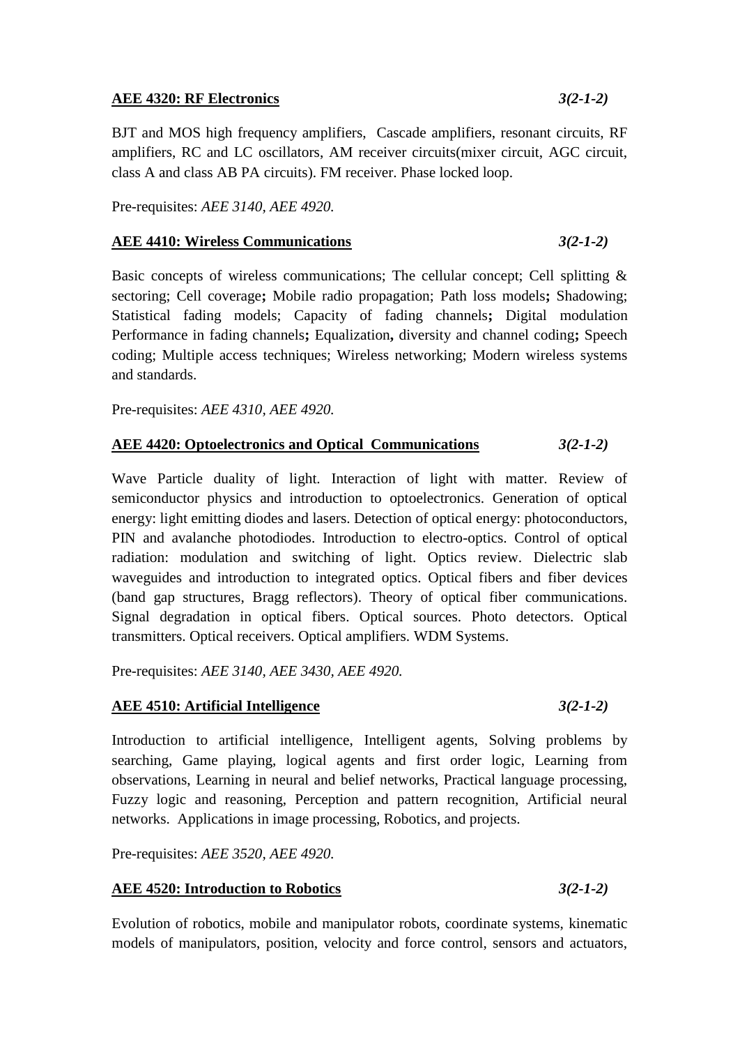**AEE 4320: RF Electronics** *3(2-1-2)*

BJT and MOS high frequency amplifiers, Cascade amplifiers, resonant circuits, RF amplifiers, RC and LC oscillators, AM receiver circuits(mixer circuit, AGC circuit, class A and class AB PA circuits). FM receiver. Phase locked loop.

Pre-requisites: *AEE 3140, AEE 4920.*

**AEE 4410: Wireless Communications** *3(2-1-2)*

Basic concepts of wireless communications; The cellular concept; Cell splitting & sectoring; Cell coverage**;** Mobile radio propagation; Path loss models**;** Shadowing; Statistical fading models; Capacity of fading channels**;** Digital modulation Performance in fading channels**;** Equalization**,** diversity and channel coding**;** Speech coding; Multiple access techniques; Wireless networking; Modern wireless systems and standards.

Pre-requisites: *AEE 4310, AEE 4920.*

**AEE 4420: Optoelectronics and Optical Communications** *3(2-1-2)*

Wave Particle duality of light. Interaction of light with matter. Review of semiconductor physics and introduction to optoelectronics. Generation of optical energy: light emitting diodes and lasers. Detection of optical energy: photoconductors, PIN and avalanche photodiodes. Introduction to electro-optics. Control of optical radiation: modulation and switching of light. Optics review. Dielectric slab waveguides and introduction to integrated optics. Optical fibers and fiber devices (band gap structures, Bragg reflectors). Theory of optical fiber communications. Signal degradation in optical fibers. Optical sources. Photo detectors. Optical transmitters. Optical receivers. Optical amplifiers. WDM Systems.

Pre-requisites: *AEE 3140, AEE 3430, AEE 4920.*

**AEE 4510: Artificial Intelligence** *3(2-1-2)*

Introduction to artificial intelligence, Intelligent agents, Solving problems by searching, Game playing, logical agents and first order logic, Learning from observations, Learning in neural and belief networks, Practical language processing, Fuzzy logic and reasoning, Perception and pattern recognition, Artificial neural networks. Applications in image processing, Robotics, and projects.

Pre-requisites: *AEE 3520, AEE 4920.*

**AEE 4520: Introduction to Robotics** *3(2-1-2)*

Evolution of robotics, mobile and manipulator robots, coordinate systems, kinematic models of manipulators, position, velocity and force control, sensors and actuators,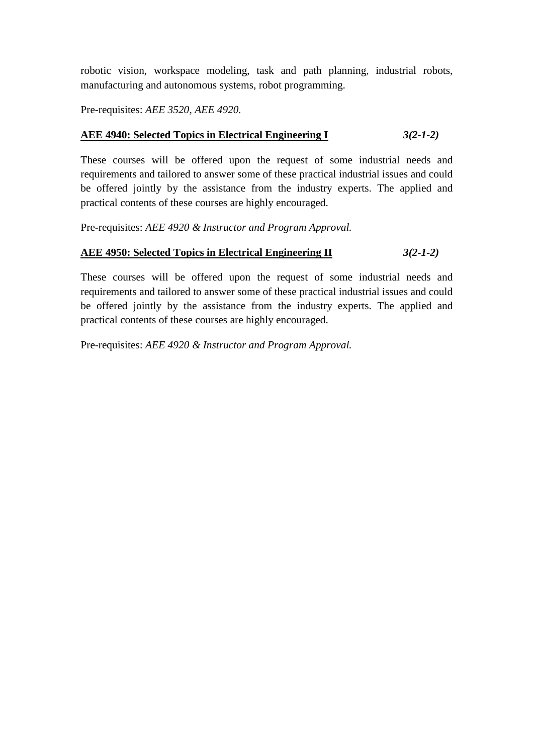robotic vision, workspace modeling, task and path planning, industrial robots, manufacturing and autonomous systems, robot programming.

Pre-requisites: *AEE 3520, AEE 4920.*

**AEE 4940: Selected Topics in Electrical Engineering I** ***3(2-1-2)***

These courses will be offered upon the request of some industrial needs and requirements and tailored to answer some of these practical industrial issues and could be offered jointly by the assistance from the industry experts. The applied and practical contents of these courses are highly encouraged.

Pre-requisites: *AEE 4920 & Instructor and Program Approval.*

**AEE 4950: Selected Topics in Electrical Engineering II** ***3(2-1-2)***

These courses will be offered upon the request of some industrial needs and requirements and tailored to answer some of these practical industrial issues and could be offered jointly by the assistance from the industry experts. The applied and practical contents of these courses are highly encouraged.

Pre-requisites: *AEE 4920 & Instructor and Program Approval.*